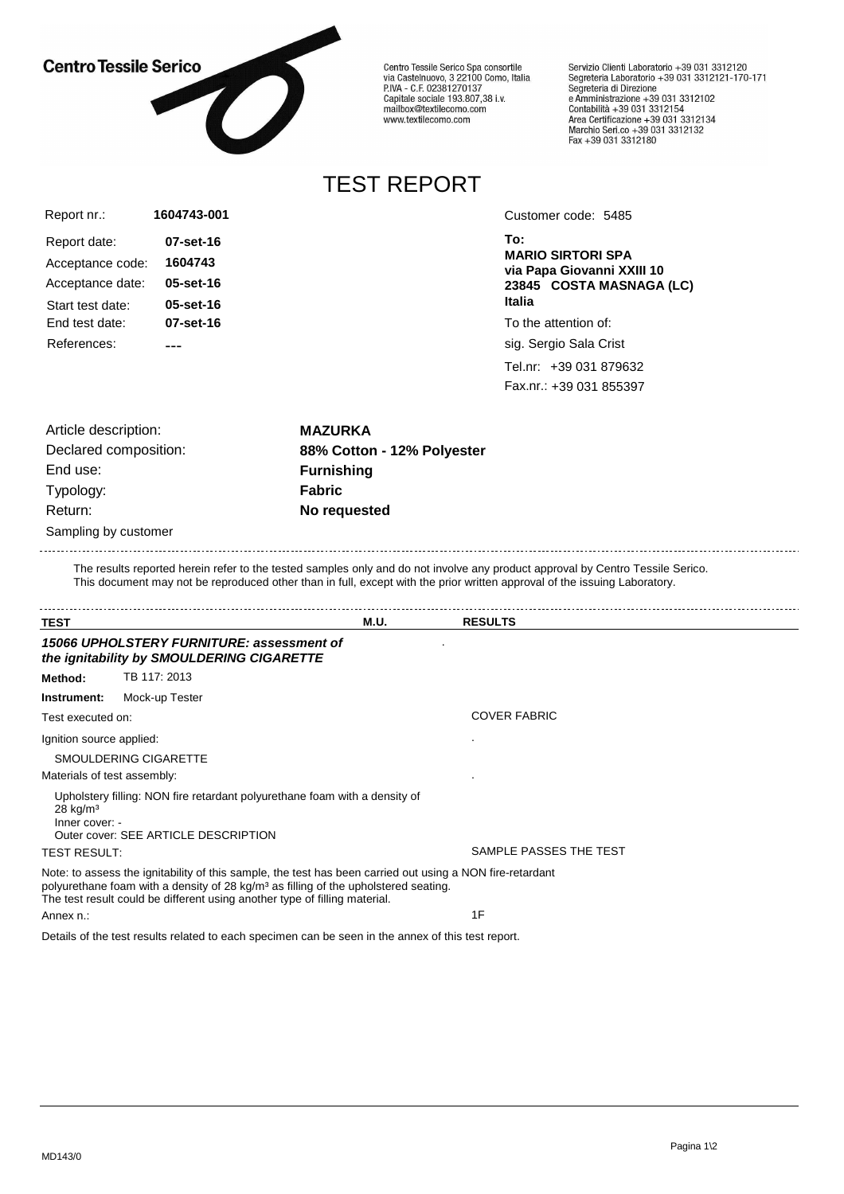Centro Tessile Serico

Centro Tessile Serico Spa consortile
via Castelnuovo, 3 22100 Como, Italia
P.IVA - C.F. 02381270137
Capitale sociale 193.807,38 i.v.
mailbox@textilecomo.com
www.textilecomo.com

Servizio Clienti Laboratorio +39 031 3312120
Segreteria Laboratorio +39 031 3312121-170-171
Segreteria di Direzione
e Amministrazione +39 031 3312102
Contabilità +39 031 3312154
Area Certificazione +39 031 3312134
Marchio Seri.co +39 031 3312132
Fax +39 031 3312180

# TEST REPORT

Report nr.: **1604743-001**

Report date: **07-set-16**
Acceptance code: **1604743**
Acceptance date: **05-set-16**
Start test date: **05-set-16**
End test date: **07-set-16**
References: **---**

Customer code: 5485

**To:**
**MARIO SIRTORI SPA**
**via Papa Giovanni XXIII 10**
**23845 COSTA MASNAGA (LC)**
**Italia**

To the attention of:
sig. Sergio Sala Crist
Tel.nr: +39 031 879632
Fax.nr.: +39 031 855397

Article description: **MAZURKA**
Declared composition: **88% Cotton - 12% Polyester**
End use: **Furnishing**
Typology: **Fabric**
Return: **No requested**
Sampling by customer

The results reported herein refer to the tested samples only and do not involve any product approval by Centro Tessile Serico.
This document may not be reproduced other than in full, except with the prior written approval of the issuing Laboratory.

| TEST | M.U. | RESULTS |
|---|---|---|
| ***15066 UPHOLSTERY FURNITURE: assessment of the ignitability by SMOULDERING CIGARETTE*** | | . |

**Method:** TB 117: 2013

**Instrument:** Mock-up Tester

Test executed on: COVER FABRIC

Ignition source applied: .

SMOULDERING CIGARETTE

Materials of test assembly: .

Upholstery filling: NON fire retardant polyurethane foam with a density of 28 kg/m³
Inner cover: -
Outer cover: SEE ARTICLE DESCRIPTION

TEST RESULT: SAMPLE PASSES THE TEST

Note: to assess the ignitability of this sample, the test has been carried out using a NON fire-retardant polyurethane foam with a density of 28 kg/m³ as filling of the upholstered seating.
The test result could be different using another type of filling material.

Annex n.: 1F

Details of the test results related to each specimen can be seen in the annex of this test report.

MD143/0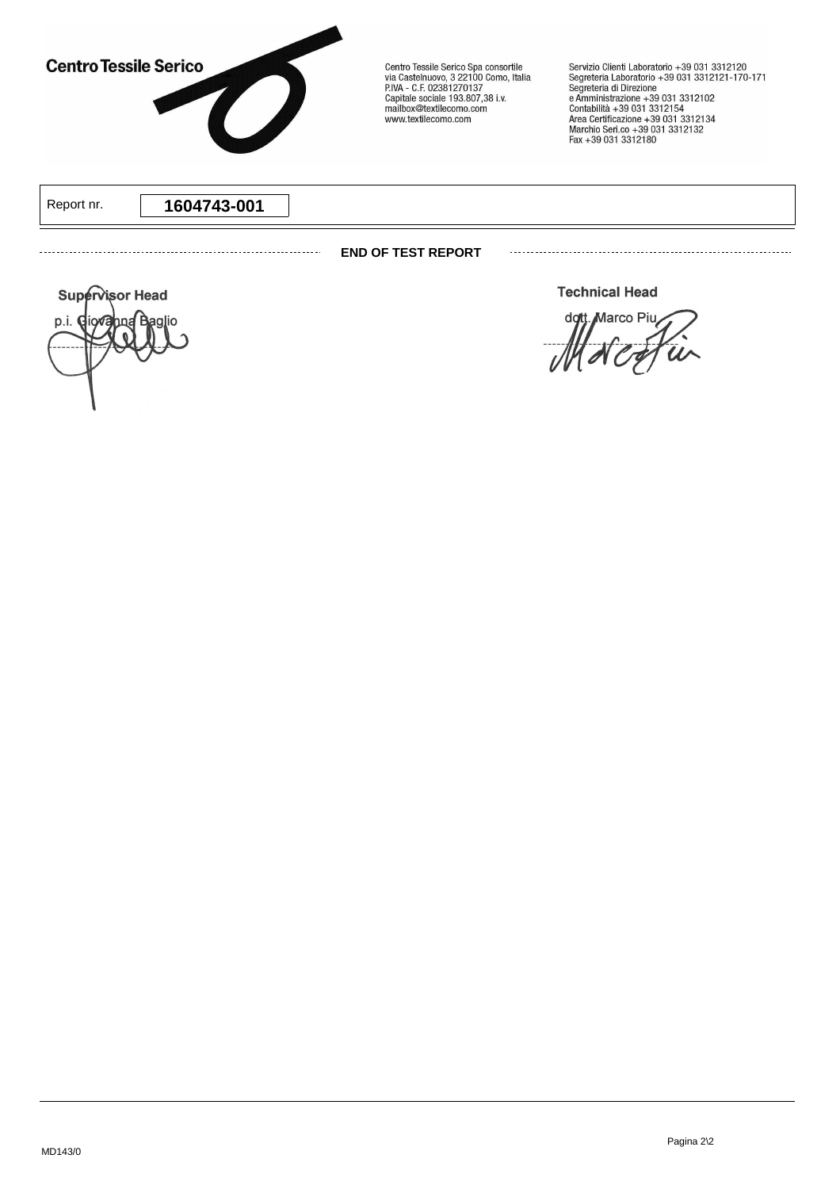Centro Tessile Serico

Centro Tessile Serico Spa consortile
via Castelnuovo, 3 22100 Como, Italia
P.IVA - C.F. 02381270137
Capitale sociale 193.807,38 i.v.
mailbox@textilecomo.com
www.textilecomo.com

Servizio Clienti Laboratorio +39 031 3312120
Segreteria Laboratorio +39 031 3312121-170-171
Segreteria di Direzione
e Amministrazione +39 031 3312102
Contabilità +39 031 3312154
Area Certificazione +39 031 3312134
Marchio Seri.co +39 031 3312132
Fax +39 031 3312180

Report nr. **1604743-001**

**END OF TEST REPORT**

**Supervisor Head**

p.i. Giovanna Baglio

**Technical Head**

dott. Marco Piu

MD143/0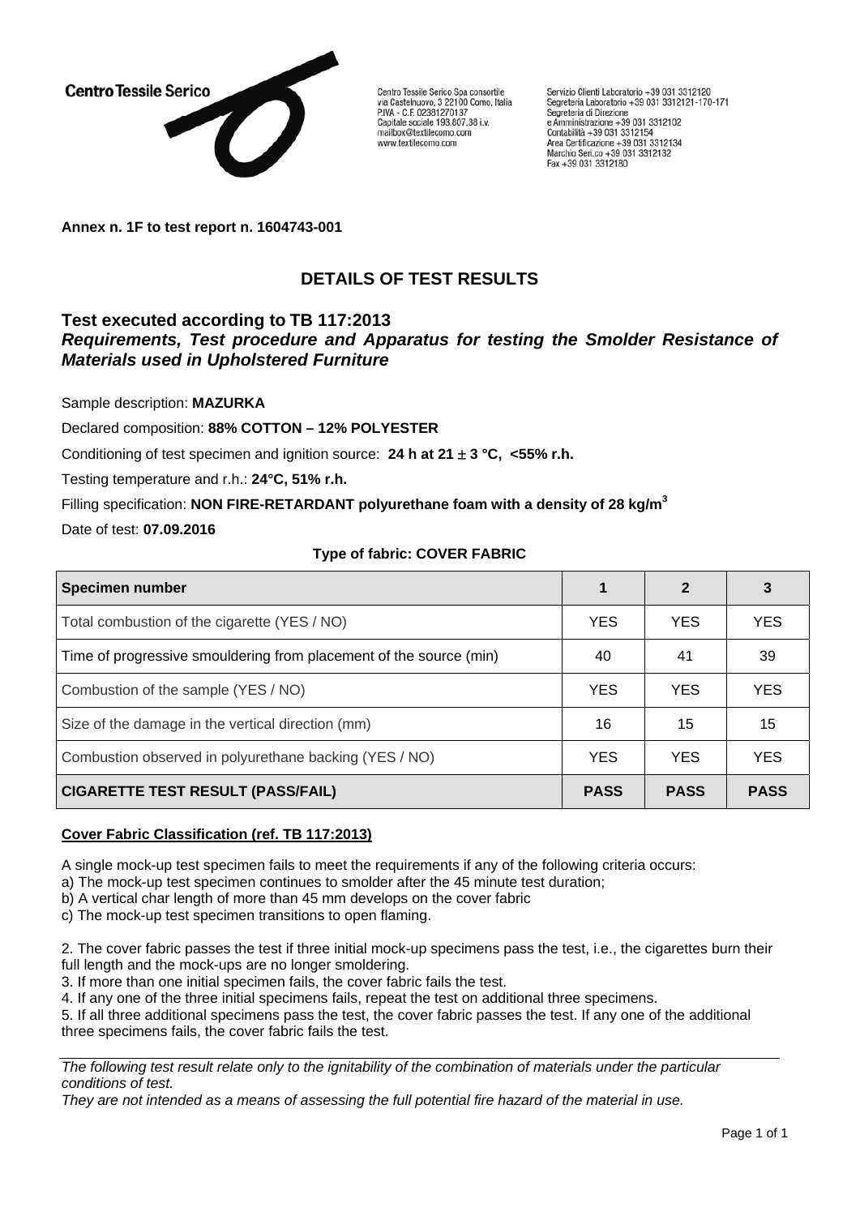**Centro Tessile Serico**

Centro Tessile Serico Spa consortile
via Castelnuovo, 3 22100 Como, Italia
P.IVA - C.F. 02381270137
Capitale sociale 193.807,38 i.v.
mailbox@textilecomo.com
www.textilecomo.com

Servizio Clienti Laboratorio +39 031 3312120
Segreteria Laboratorio +39 031 3312121-170-171
Segreteria di Direzione
e Amministrazione +39 031 3312102
Contabilità +39 031 3312154
Area Certificazione +39 031 3312134
Marchio Seri.co +39 031 3312132
Fax +39 031 3312180

**Annex n. 1F to test report n. 1604743-001**

## DETAILS OF TEST RESULTS

### Test executed according to TB 117:2013
### *Requirements, Test procedure and Apparatus for testing the Smolder Resistance of Materials used in Upholstered Furniture*

Sample description: **MAZURKA**

Declared composition: **88% COTTON – 12% POLYESTER**

Conditioning of test specimen and ignition source: **24 h at 21 ± 3 °C, <55% r.h.**

Testing temperature and r.h.: **24°C, 51% r.h.**

Filling specification: **NON FIRE-RETARDANT polyurethane foam with a density of 28 kg/m$^3$**

Date of test: **07.09.2016**

**Type of fabric: COVER FABRIC**

| Specimen number | 1 | 2 | 3 |
|---|---|---|---|
| Total combustion of the cigarette (YES / NO) | YES | YES | YES |
| Time of progressive smouldering from placement of the source (min) | 40 | 41 | 39 |
| Combustion of the sample (YES / NO) | YES | YES | YES |
| Size of the damage in the vertical direction (mm) | 16 | 15 | 15 |
| Combustion observed in polyurethane backing (YES / NO) | YES | YES | YES |
| **CIGARETTE TEST RESULT (PASS/FAIL)** | **PASS** | **PASS** | **PASS** |

**Cover Fabric Classification (ref. TB 117:2013)**

A single mock-up test specimen fails to meet the requirements if any of the following criteria occurs:
a) The mock-up test specimen continues to smolder after the 45 minute test duration;
b) A vertical char length of more than 45 mm develops on the cover fabric
c) The mock-up test specimen transitions to open flaming.

2. The cover fabric passes the test if three initial mock-up specimens pass the test, i.e., the cigarettes burn their full length and the mock-ups are no longer smoldering.
3. If more than one initial specimen fails, the cover fabric fails the test.
4. If any one of the three initial specimens fails, repeat the test on additional three specimens.
5. If all three additional specimens pass the test, the cover fabric passes the test. If any one of the additional three specimens fails, the cover fabric fails the test.

*The following test result relate only to the ignitability of the combination of materials under the particular conditions of test.*
*They are not intended as a means of assessing the full potential fire hazard of the material in use.*